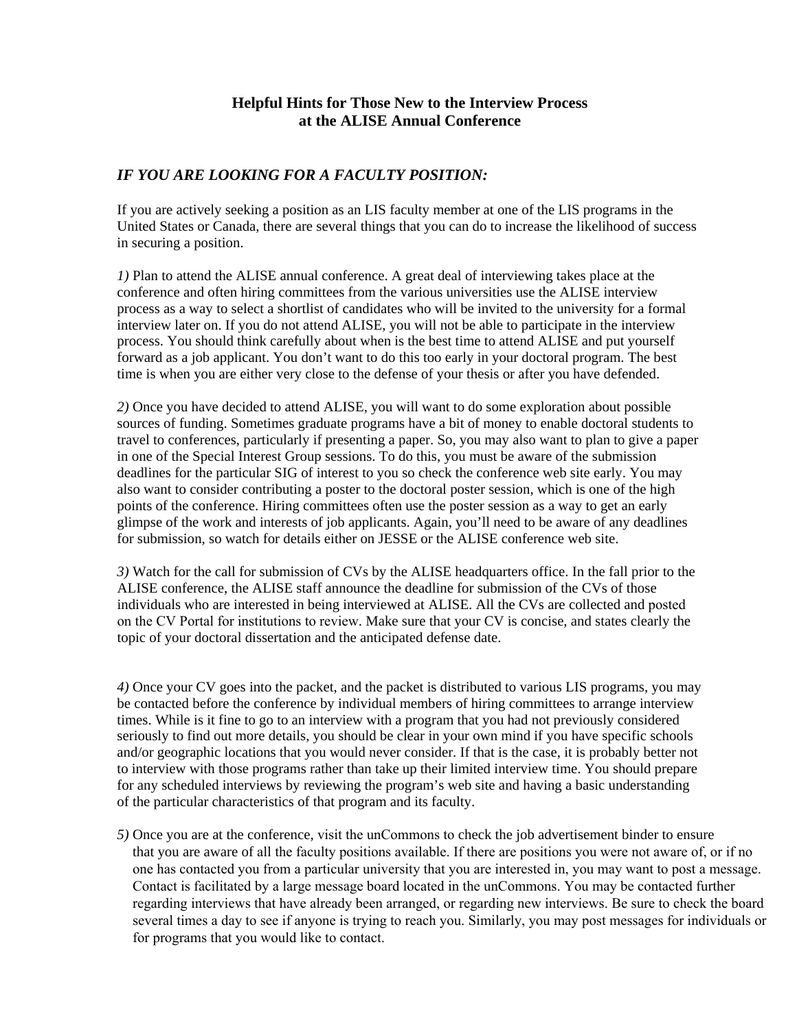# Helpful Hints for Those New to the Interview Process at the ALISE Annual Conference

## *IF YOU ARE LOOKING FOR A FACULTY POSITION:*

If you are actively seeking a position as an LIS faculty member at one of the LIS programs in the United States or Canada, there are several things that you can do to increase the likelihood of success in securing a position.

*1)* Plan to attend the ALISE annual conference. A great deal of interviewing takes place at the conference and often hiring committees from the various universities use the ALISE interview process as a way to select a shortlist of candidates who will be invited to the university for a formal interview later on. If you do not attend ALISE, you will not be able to participate in the interview process. You should think carefully about when is the best time to attend ALISE and put yourself forward as a job applicant. You don't want to do this too early in your doctoral program. The best time is when you are either very close to the defense of your thesis or after you have defended.

*2)* Once you have decided to attend ALISE, you will want to do some exploration about possible sources of funding. Sometimes graduate programs have a bit of money to enable doctoral students to travel to conferences, particularly if presenting a paper. So, you may also want to plan to give a paper in one of the Special Interest Group sessions. To do this, you must be aware of the submission deadlines for the particular SIG of interest to you so check the conference web site early. You may also want to consider contributing a poster to the doctoral poster session, which is one of the high points of the conference. Hiring committees often use the poster session as a way to get an early glimpse of the work and interests of job applicants. Again, you'll need to be aware of any deadlines for submission, so watch for details either on JESSE or the ALISE conference web site.

*3)* Watch for the call for submission of CVs by the ALISE headquarters office. In the fall prior to the ALISE conference, the ALISE staff announce the deadline for submission of the CVs of those individuals who are interested in being interviewed at ALISE. All the CVs are collected and posted on the CV Portal for institutions to review. Make sure that your CV is concise, and states clearly the topic of your doctoral dissertation and the anticipated defense date.

*4)* Once your CV goes into the packet, and the packet is distributed to various LIS programs, you may be contacted before the conference by individual members of hiring committees to arrange interview times. While is it fine to go to an interview with a program that you had not previously considered seriously to find out more details, you should be clear in your own mind if you have specific schools and/or geographic locations that you would never consider. If that is the case, it is probably better not to interview with those programs rather than take up their limited interview time. You should prepare for any scheduled interviews by reviewing the program's web site and having a basic understanding of the particular characteristics of that program and its faculty.

*5)* Once you are at the conference, visit the unCommons to check the job advertisement binder to ensure that you are aware of all the faculty positions available. If there are positions you were not aware of, or if no one has contacted you from a particular university that you are interested in, you may want to post a message. Contact is facilitated by a large message board located in the unCommons. You may be contacted further regarding interviews that have already been arranged, or regarding new interviews. Be sure to check the board several times a day to see if anyone is trying to reach you. Similarly, you may post messages for individuals or for programs that you would like to contact.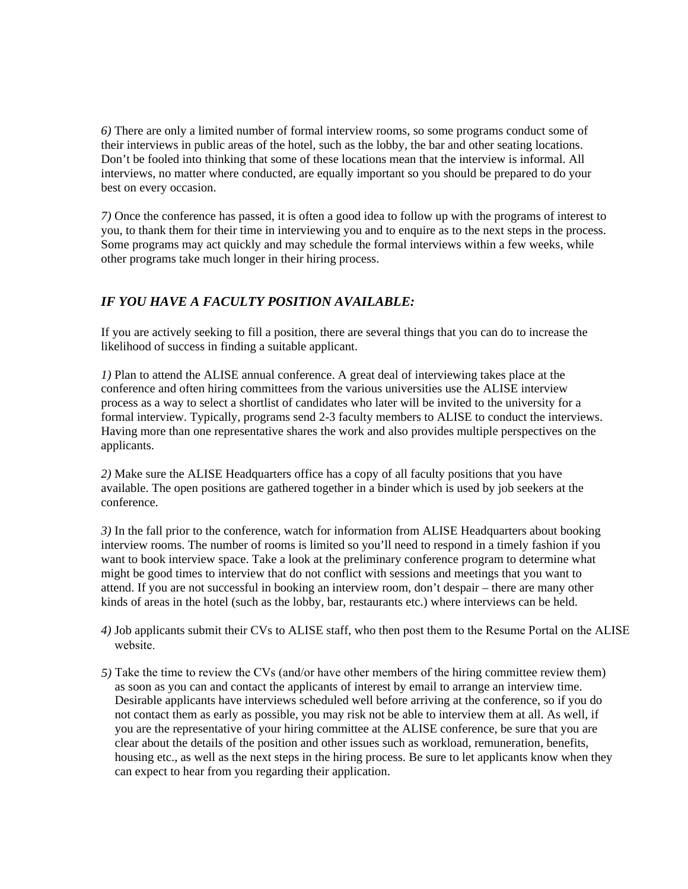*6)* There are only a limited number of formal interview rooms, so some programs conduct some of their interviews in public areas of the hotel, such as the lobby, the bar and other seating locations. Don't be fooled into thinking that some of these locations mean that the interview is informal. All interviews, no matter where conducted, are equally important so you should be prepared to do your best on every occasion.

*7)* Once the conference has passed, it is often a good idea to follow up with the programs of interest to you, to thank them for their time in interviewing you and to enquire as to the next steps in the process. Some programs may act quickly and may schedule the formal interviews within a few weeks, while other programs take much longer in their hiring process.

## *IF YOU HAVE A FACULTY POSITION AVAILABLE:*

If you are actively seeking to fill a position, there are several things that you can do to increase the likelihood of success in finding a suitable applicant.

*1)* Plan to attend the ALISE annual conference. A great deal of interviewing takes place at the conference and often hiring committees from the various universities use the ALISE interview process as a way to select a shortlist of candidates who later will be invited to the university for a formal interview. Typically, programs send 2-3 faculty members to ALISE to conduct the interviews. Having more than one representative shares the work and also provides multiple perspectives on the applicants.

*2)* Make sure the ALISE Headquarters office has a copy of all faculty positions that you have available. The open positions are gathered together in a binder which is used by job seekers at the conference.

*3)* In the fall prior to the conference, watch for information from ALISE Headquarters about booking interview rooms. The number of rooms is limited so you'll need to respond in a timely fashion if you want to book interview space. Take a look at the preliminary conference program to determine what might be good times to interview that do not conflict with sessions and meetings that you want to attend. If you are not successful in booking an interview room, don't despair – there are many other kinds of areas in the hotel (such as the lobby, bar, restaurants etc.) where interviews can be held.

*4)* Job applicants submit their CVs to ALISE staff, who then post them to the Resume Portal on the ALISE website.

*5)* Take the time to review the CVs (and/or have other members of the hiring committee review them) as soon as you can and contact the applicants of interest by email to arrange an interview time. Desirable applicants have interviews scheduled well before arriving at the conference, so if you do not contact them as early as possible, you may risk not be able to interview them at all. As well, if you are the representative of your hiring committee at the ALISE conference, be sure that you are clear about the details of the position and other issues such as workload, remuneration, benefits, housing etc., as well as the next steps in the hiring process. Be sure to let applicants know when they can expect to hear from you regarding their application.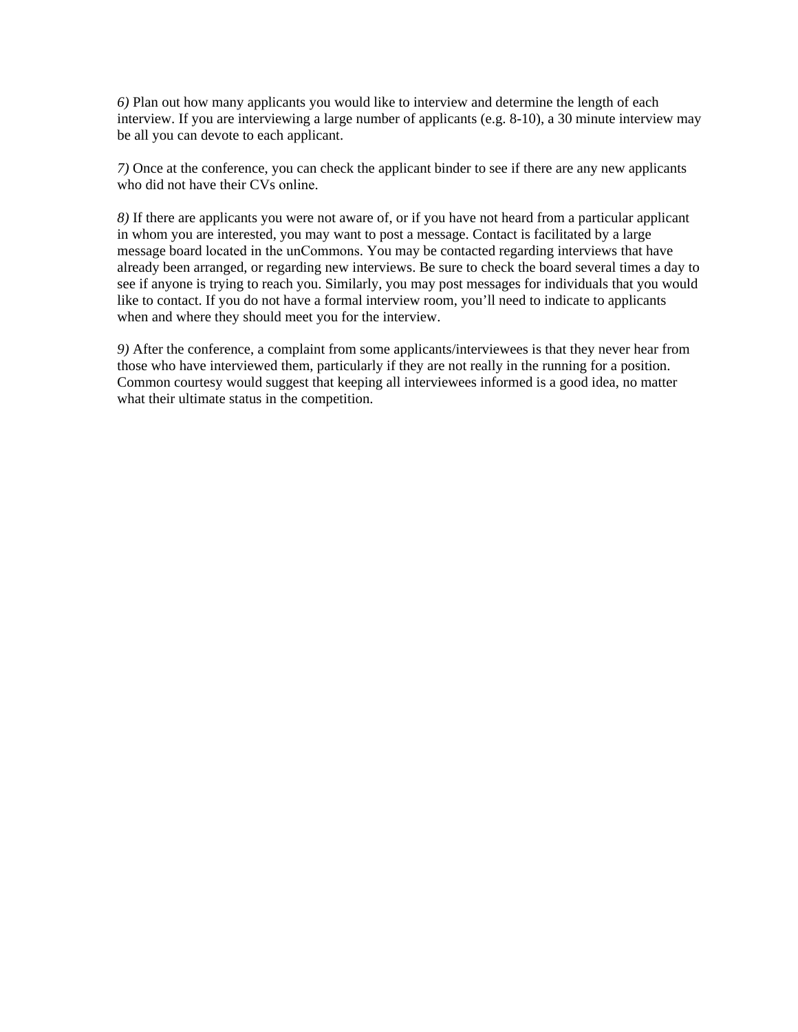*6)* Plan out how many applicants you would like to interview and determine the length of each interview. If you are interviewing a large number of applicants (e.g. 8-10), a 30 minute interview may be all you can devote to each applicant.

*7)* Once at the conference, you can check the applicant binder to see if there are any new applicants who did not have their CVs online.

*8)* If there are applicants you were not aware of, or if you have not heard from a particular applicant in whom you are interested, you may want to post a message. Contact is facilitated by a large message board located in the unCommons. You may be contacted regarding interviews that have already been arranged, or regarding new interviews. Be sure to check the board several times a day to see if anyone is trying to reach you. Similarly, you may post messages for individuals that you would like to contact. If you do not have a formal interview room, you'll need to indicate to applicants when and where they should meet you for the interview.

*9)* After the conference, a complaint from some applicants/interviewees is that they never hear from those who have interviewed them, particularly if they are not really in the running for a position. Common courtesy would suggest that keeping all interviewees informed is a good idea, no matter what their ultimate status in the competition.